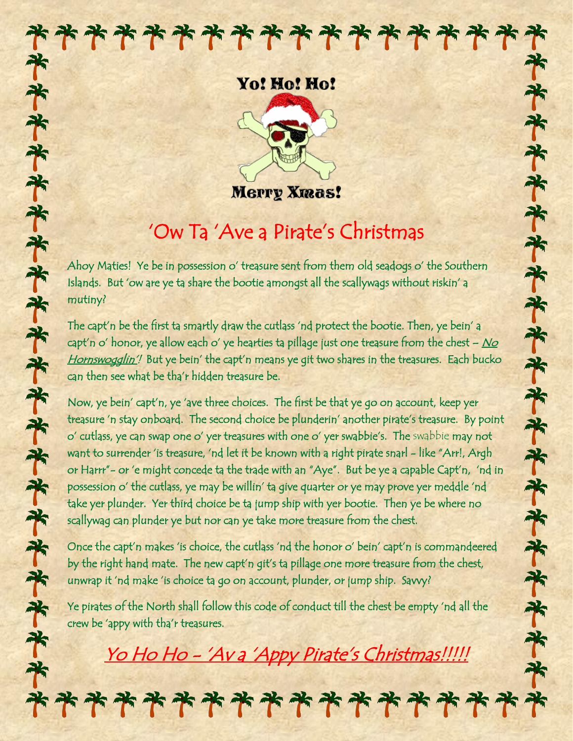Yo! Ho! Ho!

Merry Xmas!

# 'Ow Ta 'Ave a Pirate's Christmas

Ahoy Maties! Ye be in possession o' treasure sent from them old seadogs o' the Southern Islands. But 'ow are ye ta share the bootie amongst all the scallywags without riskin' a mutiny?

The capt'n be the first ta smartly draw the cutlass 'nd protect the bootie. Then, ye bein' a capt'n o' honor, ye allow each o' ye hearties ta pillage just one treasure from the chest – *No Hornswogglin'!* But ye bein' the capt'n means ye git two shares in the treasures. Each bucko can then see what be tha'r hidden treasure be.

Now, ye bein' capt'n, ye 'ave three choices. The first be that ye go on account, keep yer treasure 'n stay onboard. The second choice be plunderin' another pirate's treasure. By point o' cutlass, ye can swap one o' yer treasures with one o' yer swabbie's. The swabbie may not want to surrender 'is treasure, 'nd let it be known with a right pirate snarl - like "Arr!, Argh or Harrr"- or 'e might concede ta the trade with an "Aye". But be ye a capable Capt'n, 'nd in possession o' the cutlass, ye may be willin' ta give quarter or ye may prove yer meddle 'nd take yer plunder. Yer third choice be ta jump ship with yer bootie. Then ye be where no scallywag can plunder ye but nor can ye take more treasure from the chest.

Once the capt'n makes 'is choice, the cutlass 'nd the honor o' bein' capt'n is commandeered by the right hand mate. The new capt'n git's ta pillage one more treasure from the chest, unwrap it 'nd make 'is choice ta go on account, plunder, or jump ship. Savvy?

Ye pirates of the North shall follow this code of conduct till the chest be empty 'nd all the crew be 'appy with tha'r treasures.

*Yo Ho Ho – 'Av a 'Appy Pirate's Christmas!!!!!*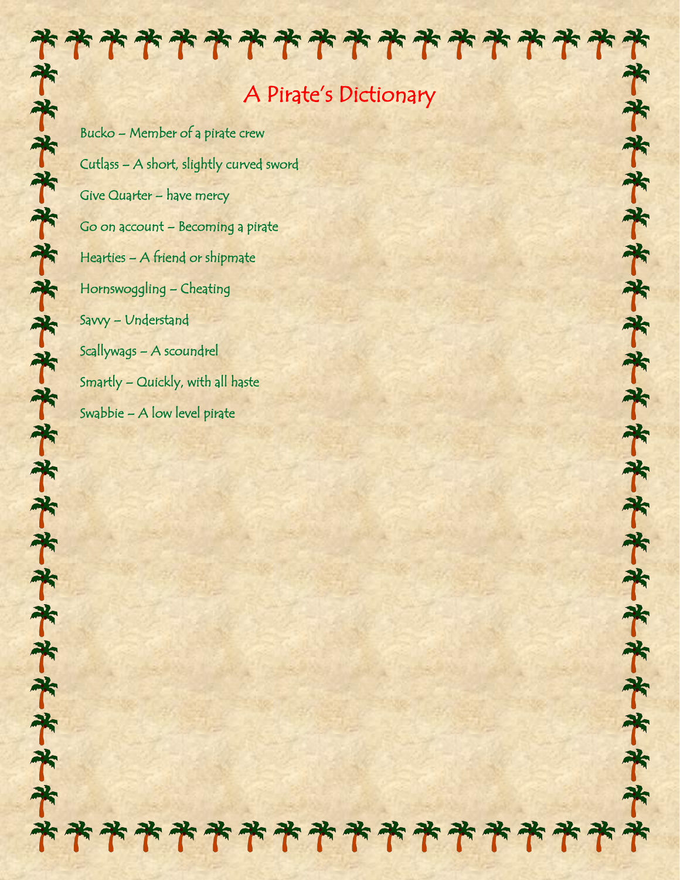# A Pirate's Dictionary

Bucko – Member of a pirate crew

Cutlass – A short, slightly curved sword

Give Quarter – have mercy

Go on account – Becoming a pirate

Hearties – A friend or shipmate

Hornswoggling – Cheating

Savvy – Understand

Scallywags – A scoundrel

Smartly – Quickly, with all haste

Swabbie – A low level pirate